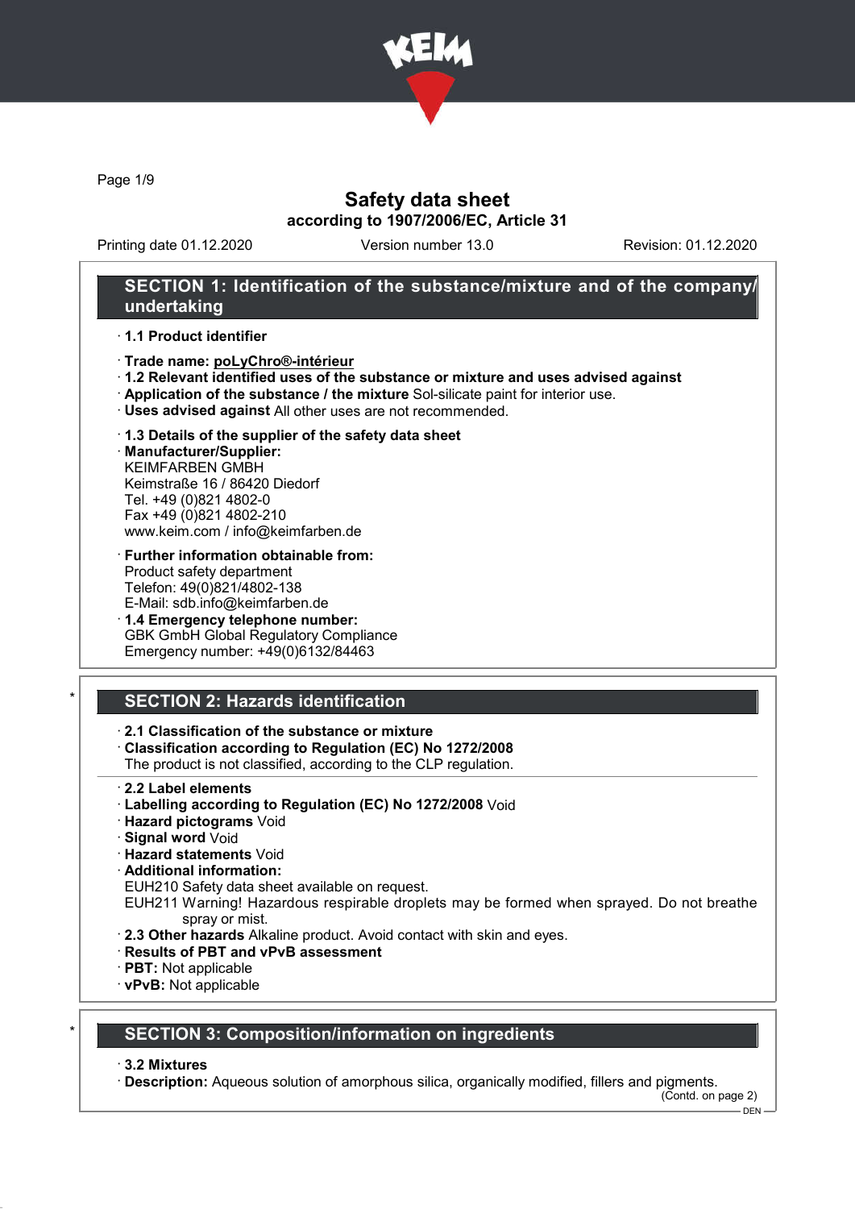# Safety data sheet
**according to 1907/2006/EC, Article 31**

Printing date 01.12.2020 Version number 13.0 Revision: 01.12.2020

## SECTION 1: Identification of the substance/mixture and of the company/undertaking

· **1.1 Product identifier**

· **Trade name: poLyChro®-intérieur**
· **1.2 Relevant identified uses of the substance or mixture and uses advised against**
· **Application of the substance / the mixture** Sol-silicate paint for interior use.
· **Uses advised against** All other uses are not recommended.

· **1.3 Details of the supplier of the safety data sheet**
· **Manufacturer/Supplier:**
KEIMFARBEN GMBH
Keimstraße 16 / 86420 Diedorf
Tel. +49 (0)821 4802-0
Fax +49 (0)821 4802-210
www.keim.com / info@keimfarben.de

· **Further information obtainable from:**
Product safety department
Telefon: 49(0)821/4802-138
E-Mail: sdb.info@keimfarben.de
· **1.4 Emergency telephone number:**
GBK GmbH Global Regulatory Compliance
Emergency number: +49(0)6132/84463

## * SECTION 2: Hazards identification

· **2.1 Classification of the substance or mixture**
· **Classification according to Regulation (EC) No 1272/2008**
The product is not classified, according to the CLP regulation.

· **2.2 Label elements**
· **Labelling according to Regulation (EC) No 1272/2008** Void
· **Hazard pictograms** Void
· **Signal word** Void
· **Hazard statements** Void
· **Additional information:**
EUH210 Safety data sheet available on request.
EUH211 Warning! Hazardous respirable droplets may be formed when sprayed. Do not breathe spray or mist.
· **2.3 Other hazards** Alkaline product. Avoid contact with skin and eyes.
· **Results of PBT and vPvB assessment**
· **PBT:** Not applicable
· **vPvB:** Not applicable

## * SECTION 3: Composition/information on ingredients

· **3.2 Mixtures**
· **Description:** Aqueous solution of amorphous silica, organically modified, fillers and pigments.

(Contd. on page 2)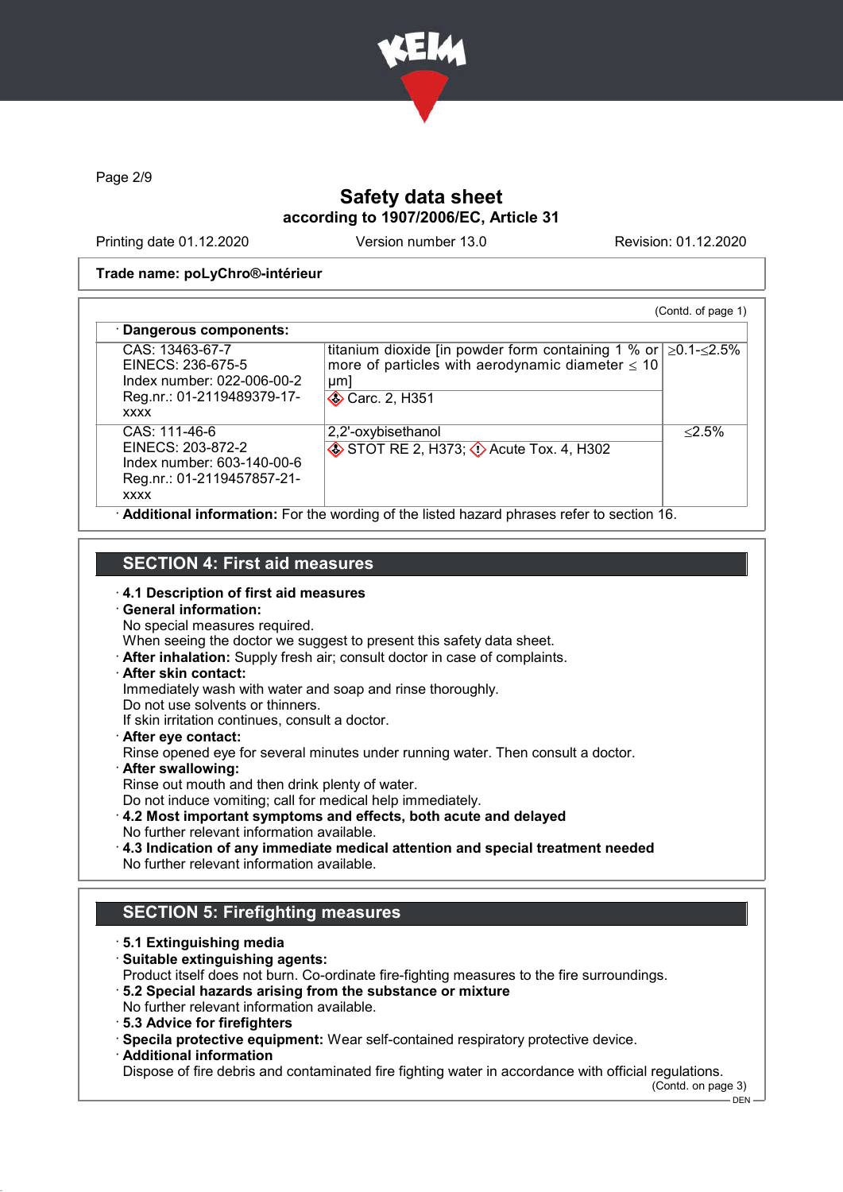Safety data sheet
according to 1907/2006/EC, Article 31

Printing date 01.12.2020 Version number 13.0 Revision: 01.12.2020

**Trade name: poLyChro®-intérieur**

(Contd. of page 1)

· **Dangerous components:**

| | | |
|---|---|---|
| CAS: 13463-67-7<br>EINECS: 236-675-5<br>Index number: 022-006-00-2<br>Reg.nr.: 01-2119489379-17-xxxx | titanium dioxide [in powder form containing 1 % or more of particles with aerodynamic diameter ≤ 10 μm]<br>Carc. 2, H351 | ≥0.1-≤2.5% |
| CAS: 111-46-6<br>EINECS: 203-872-2<br>Index number: 603-140-00-6<br>Reg.nr.: 01-2119457857-21-xxxx | 2,2'-oxybisethanol<br>STOT RE 2, H373; Acute Tox. 4, H302 | ≤2.5% |

· **Additional information:** For the wording of the listed hazard phrases refer to section 16.

## SECTION 4: First aid measures

· **4.1 Description of first aid measures**
· **General information:**
No special measures required.
When seeing the doctor we suggest to present this safety data sheet.
· **After inhalation:** Supply fresh air; consult doctor in case of complaints.
· **After skin contact:**
Immediately wash with water and soap and rinse thoroughly.
Do not use solvents or thinners.
If skin irritation continues, consult a doctor.
· **After eye contact:**
Rinse opened eye for several minutes under running water. Then consult a doctor.
· **After swallowing:**
Rinse out mouth and then drink plenty of water.
Do not induce vomiting; call for medical help immediately.
· **4.2 Most important symptoms and effects, both acute and delayed**
No further relevant information available.
· **4.3 Indication of any immediate medical attention and special treatment needed**
No further relevant information available.

## SECTION 5: Firefighting measures

· **5.1 Extinguishing media**
· **Suitable extinguishing agents:**
Product itself does not burn. Co-ordinate fire-fighting measures to the fire surroundings.
· **5.2 Special hazards arising from the substance or mixture**
No further relevant information available.
· **5.3 Advice for firefighters**
· **Specila protective equipment:** Wear self-contained respiratory protective device.
· **Additional information**
Dispose of fire debris and contaminated fire fighting water in accordance with official regulations.

(Contd. on page 3)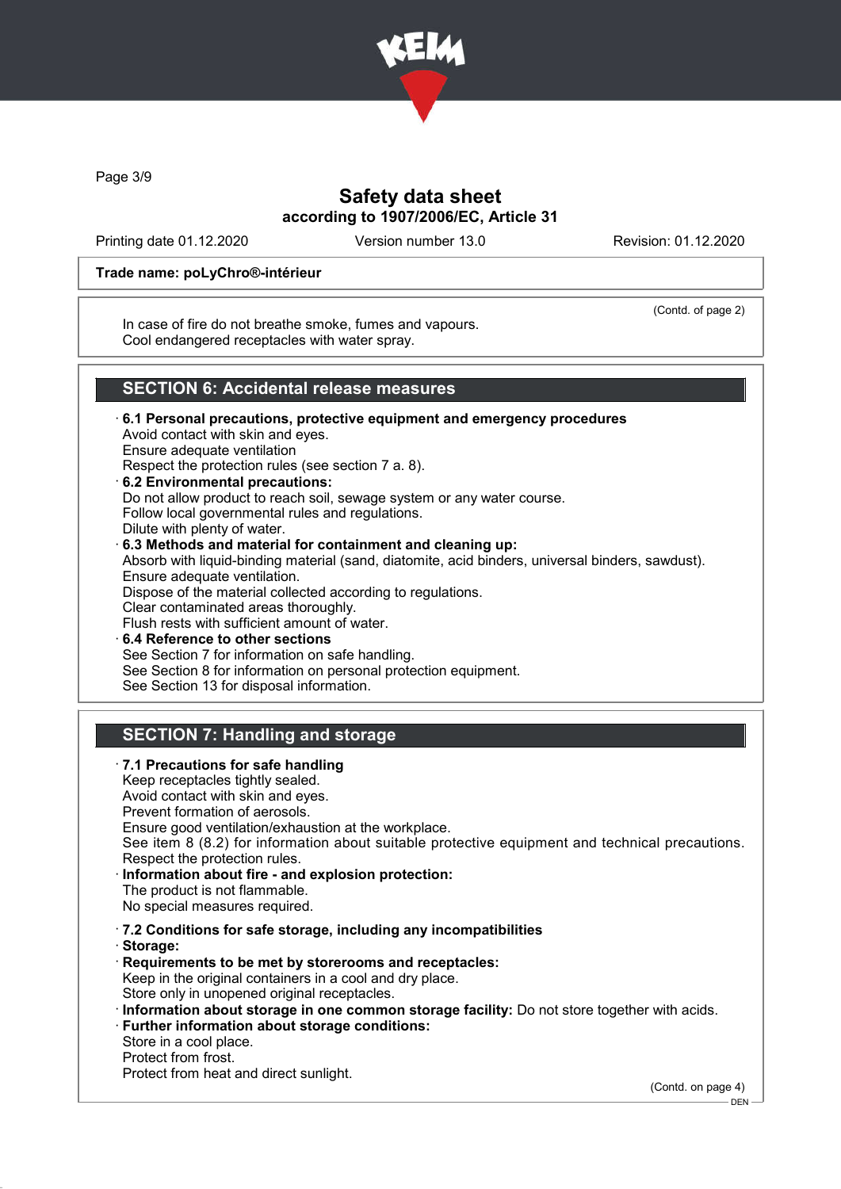Trade name: poLyChro®-intérieur

(Contd. of page 2)

In case of fire do not breathe smoke, fumes and vapours.
Cool endangered receptacles with water spray.

## SECTION 6: Accidental release measures

· **6.1 Personal precautions, protective equipment and emergency procedures**
Avoid contact with skin and eyes.
Ensure adequate ventilation
Respect the protection rules (see section 7 a. 8).

· **6.2 Environmental precautions:**
Do not allow product to reach soil, sewage system or any water course.
Follow local governmental rules and regulations.
Dilute with plenty of water.

· **6.3 Methods and material for containment and cleaning up:**
Absorb with liquid-binding material (sand, diatomite, acid binders, universal binders, sawdust).
Ensure adequate ventilation.
Dispose of the material collected according to regulations.
Clear contaminated areas thoroughly.
Flush rests with sufficient amount of water.

· **6.4 Reference to other sections**
See Section 7 for information on safe handling.
See Section 8 for information on personal protection equipment.
See Section 13 for disposal information.

## SECTION 7: Handling and storage

· **7.1 Precautions for safe handling**
Keep receptacles tightly sealed.
Avoid contact with skin and eyes.
Prevent formation of aerosols.
Ensure good ventilation/exhaustion at the workplace.
See item 8 (8.2) for information about suitable protective equipment and technical precautions.
Respect the protection rules.

· **Information about fire - and explosion protection:**
The product is not flammable.
No special measures required.

· **7.2 Conditions for safe storage, including any incompatibilities**

· **Storage:**

· **Requirements to be met by storerooms and receptacles:**
Keep in the original containers in a cool and dry place.
Store only in unopened original receptacles.

· **Information about storage in one common storage facility:** Do not store together with acids.

· **Further information about storage conditions:**
Store in a cool place.
Protect from frost.
Protect from heat and direct sunlight.

(Contd. on page 4)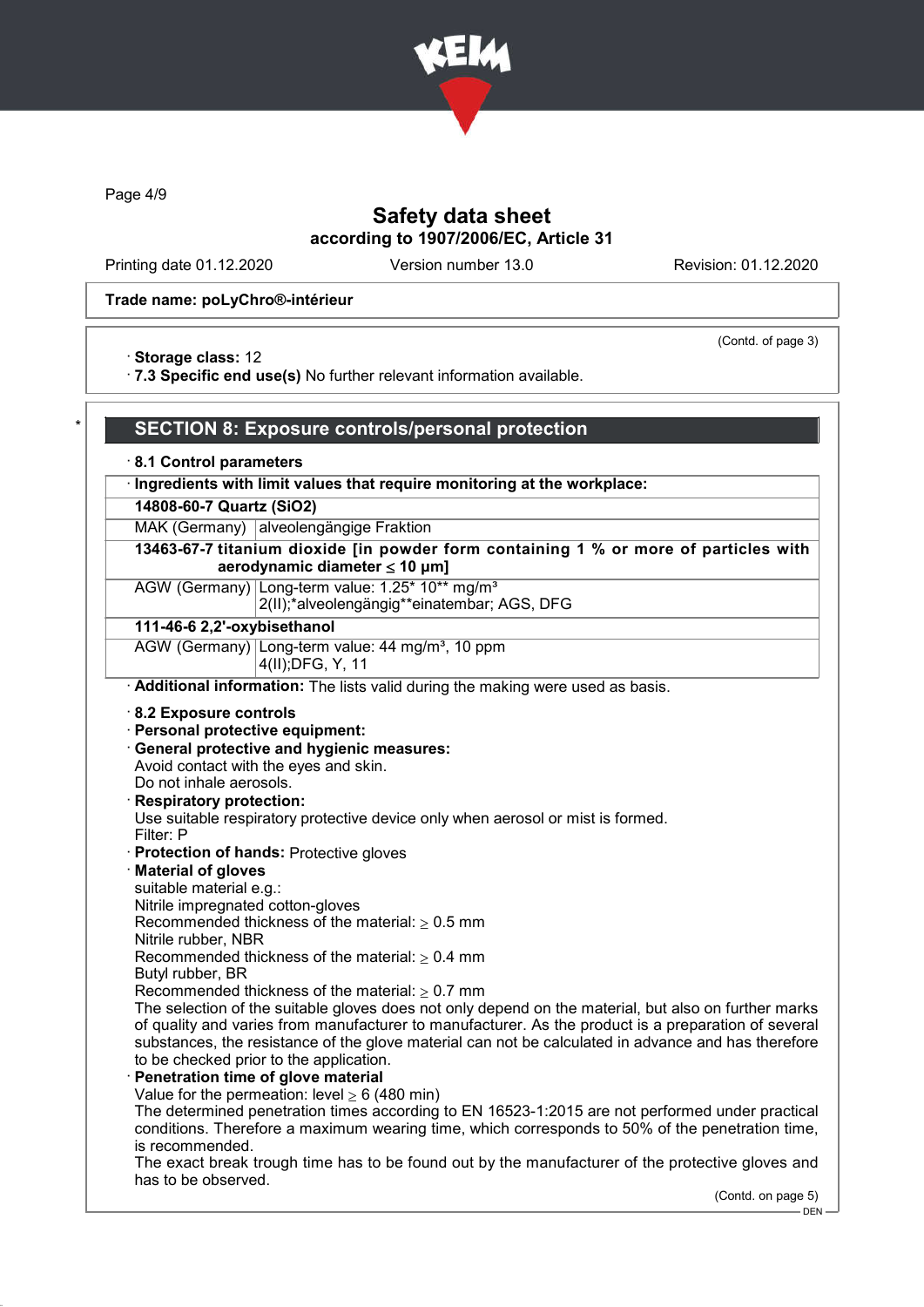Trade name: poLyChro®-intérieur

(Contd. of page 3)

· **Storage class:** 12
· **7.3 Specific end use(s)** No further relevant information available.

## SECTION 8: Exposure controls/personal protection

· **8.1 Control parameters**

| · **Ingredients with limit values that require monitoring at the workplace:** | |
|---|---|
| **14808-60-7 Quartz ($SiO_2$)** | |
| MAK (Germany) | alveolengängige Fraktion |
| **13463-67-7 titanium dioxide [in powder form containing 1 % or more of particles with aerodynamic diameter ≤ 10 μm]** | |
| AGW (Germany) | Long-term value: 1.25* 10** mg/m³<br>2(II);*alveolengängig**einatembar; AGS, DFG |
| **111-46-6 2,2'-oxybisethanol** | |
| AGW (Germany) | Long-term value: 44 mg/m³, 10 ppm<br>4(II);DFG, Y, 11 |

· **Additional information:** The lists valid during the making were used as basis.

· **8.2 Exposure controls**
· **Personal protective equipment:**
· **General protective and hygienic measures:**
Avoid contact with the eyes and skin.
Do not inhale aerosols.
· **Respiratory protection:**
Use suitable respiratory protective device only when aerosol or mist is formed.
Filter: P
· **Protection of hands:** Protective gloves
· **Material of gloves**
suitable material e.g.:
Nitrile impregnated cotton-gloves
Recommended thickness of the material: ≥ 0.5 mm
Nitrile rubber, NBR
Recommended thickness of the material: ≥ 0.4 mm
Butyl rubber, BR
Recommended thickness of the material: ≥ 0.7 mm
The selection of the suitable gloves does not only depend on the material, but also on further marks of quality and varies from manufacturer to manufacturer. As the product is a preparation of several substances, the resistance of the glove material can not be calculated in advance and has therefore to be checked prior to the application.
· **Penetration time of glove material**
Value for the permeation: level ≥ 6 (480 min)
The determined penetration times according to EN 16523-1:2015 are not performed under practical conditions. Therefore a maximum wearing time, which corresponds to 50% of the penetration time, is recommended.
The exact break trough time has to be found out by the manufacturer of the protective gloves and has to be observed.

(Contd. on page 5)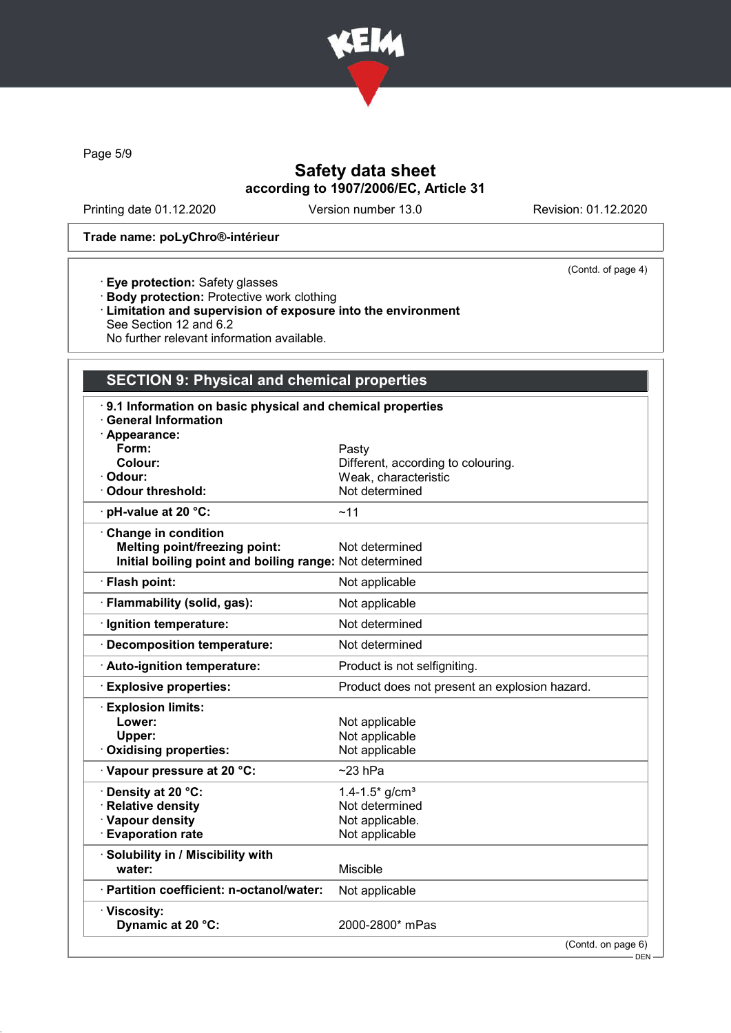Trade name: poLyChro®-intérieur

(Contd. of page 4)

· **Eye protection:** Safety glasses
· **Body protection:** Protective work clothing
· **Limitation and supervision of exposure into the environment**
See Section 12 and 6.2
No further relevant information available.

## SECTION 9: Physical and chemical properties

· **9.1 Information on basic physical and chemical properties**
· **General Information**

| Property | Value |
|---|---|
| · **Appearance:** | |
| **Form:** | Pasty |
| **Colour:** | Different, according to colouring. |
| · **Odour:** | Weak, characteristic |
| · **Odour threshold:** | Not determined |
| · **pH-value at 20 °C:** | ~11 |
| · **Change in condition** | |
| **Melting point/freezing point:** | Not determined |
| **Initial boiling point and boiling range:** | Not determined |
| · **Flash point:** | Not applicable |
| · **Flammability (solid, gas):** | Not applicable |
| · **Ignition temperature:** | Not determined |
| · **Decomposition temperature:** | Not determined |
| · **Auto-ignition temperature:** | Product is not selfigniting. |
| · **Explosive properties:** | Product does not present an explosion hazard. |
| · **Explosion limits:** | |
| **Lower:** | Not applicable |
| **Upper:** | Not applicable |
| · **Oxidising properties:** | Not applicable |
| · **Vapour pressure at 20 °C:** | ~23 hPa |
| · **Density at 20 °C:** | 1.4-1.5* g/cm³ |
| · **Relative density** | Not determined |
| · **Vapour density** | Not applicable. |
| · **Evaporation rate** | Not applicable |
| · **Solubility in / Miscibility with** | |
| **water:** | Miscible |
| · **Partition coefficient: n-octanol/water:** | Not applicable |
| · **Viscosity:** | |
| **Dynamic at 20 °C:** | 2000-2800* mPas |

(Contd. on page 6)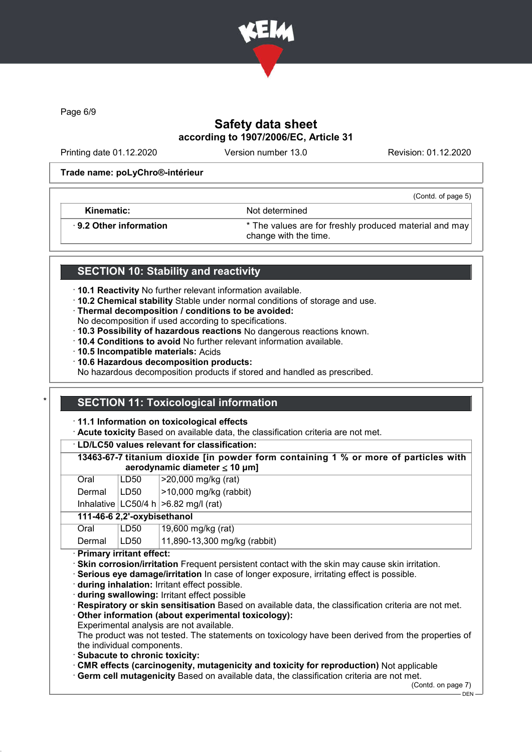Trade name: poLyChro®-intérieur

(Contd. of page 5)

| | |
|---|---|
| Kinematic: | Not determined |
| · 9.2 Other information | * The values are for freshly produced material and may change with the time. |

## SECTION 10: Stability and reactivity

· **10.1 Reactivity** No further relevant information available.
· **10.2 Chemical stability** Stable under normal conditions of storage and use.
· **Thermal decomposition / conditions to be avoided:**
No decomposition if used according to specifications.
· **10.3 Possibility of hazardous reactions** No dangerous reactions known.
· **10.4 Conditions to avoid** No further relevant information available.
· **10.5 Incompatible materials:** Acids
· **10.6 Hazardous decomposition products:**
No hazardous decomposition products if stored and handled as prescribed.

## * SECTION 11: Toxicological information

· **11.1 Information on toxicological effects**
· **Acute toxicity** Based on available data, the classification criteria are not met.

· **LD/LC50 values relevant for classification:**

| | | |
|---|---|---|
| **13463-67-7 titanium dioxide [in powder form containing 1 % or more of particles with aerodynamic diameter ≤ 10 μm]** | | |
| Oral | LD50 | >20,000 mg/kg (rat) |
| Dermal | LD50 | >10,000 mg/kg (rabbit) |
| Inhalative | LC50/4 h | >6.82 mg/l (rat) |
| **111-46-6 2,2'-oxybisethanol** | | |
| Oral | LD50 | 19,600 mg/kg (rat) |
| Dermal | LD50 | 11,890-13,300 mg/kg (rabbit) |

· **Primary irritant effect:**
· **Skin corrosion/irritation** Frequent persistent contact with the skin may cause skin irritation.
· **Serious eye damage/irritation** In case of longer exposure, irritating effect is possible.
· **during inhalation:** Irritant effect possible.
· **during swallowing:** Irritant effect possible
· **Respiratory or skin sensitisation** Based on available data, the classification criteria are not met.
· **Other information (about experimental toxicology):**
Experimental analysis are not available.
The product was not tested. The statements on toxicology have been derived from the properties of the individual components.
· **Subacute to chronic toxicity:**
· **CMR effects (carcinogenity, mutagenicity and toxicity for reproduction)** Not applicable
· **Germ cell mutagenicity** Based on available data, the classification criteria are not met.

(Contd. on page 7)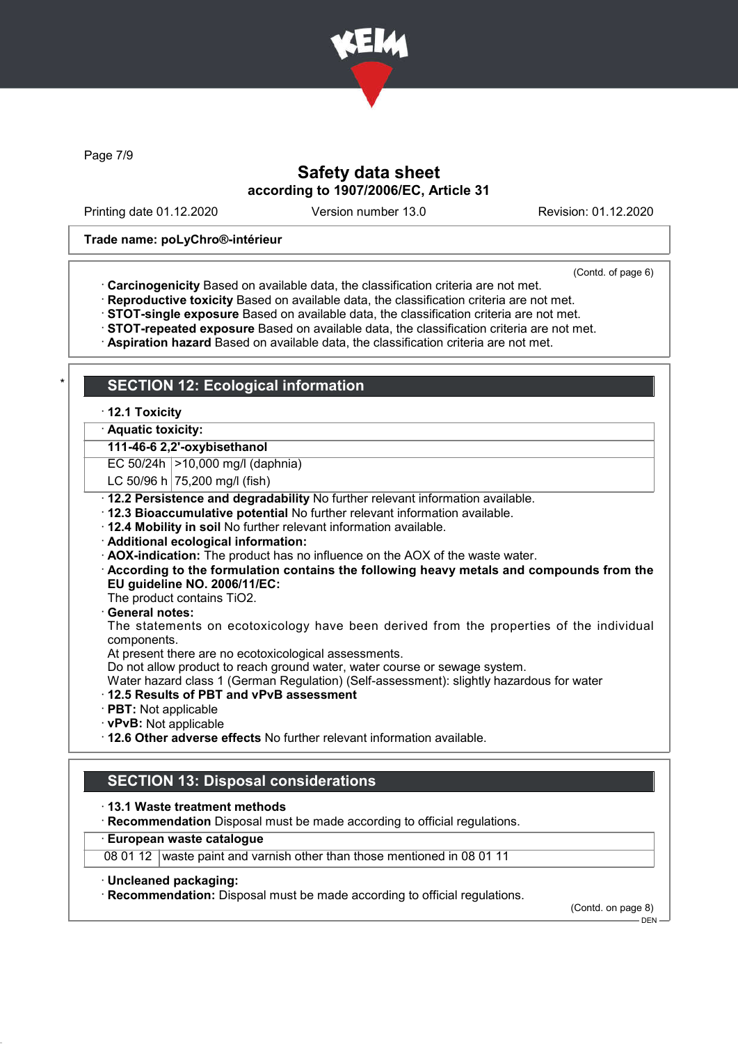**Trade name: poLyChro®-intérieur**

(Contd. of page 6)

· **Carcinogenicity** Based on available data, the classification criteria are not met.
· **Reproductive toxicity** Based on available data, the classification criteria are not met.
· **STOT-single exposure** Based on available data, the classification criteria are not met.
· **STOT-repeated exposure** Based on available data, the classification criteria are not met.
· **Aspiration hazard** Based on available data, the classification criteria are not met.

## * SECTION 12: Ecological information

· **12.1 Toxicity**

| · **Aquatic toxicity:** | |
|---|---|
| **111-46-6 2,2'-oxybisethanol** | |
| EC 50/24h | >10,000 mg/l (daphnia) |
| LC 50/96 h | 75,200 mg/l (fish) |

· **12.2 Persistence and degradability** No further relevant information available.
· **12.3 Bioaccumulative potential** No further relevant information available.
· **12.4 Mobility in soil** No further relevant information available.
· **Additional ecological information:**
· **AOX-indication:** The product has no influence on the AOX of the waste water.
· **According to the formulation contains the following heavy metals and compounds from the EU guideline NO. 2006/11/EC:**
The product contains $TiO_2$.
· **General notes:**
The statements on ecotoxicology have been derived from the properties of the individual components.
At present there are no ecotoxicological assessments.
Do not allow product to reach ground water, water course or sewage system.
Water hazard class 1 (German Regulation) (Self-assessment): slightly hazardous for water
· **12.5 Results of PBT and vPvB assessment**
· **PBT:** Not applicable
· **vPvB:** Not applicable
· **12.6 Other adverse effects** No further relevant information available.

## SECTION 13: Disposal considerations

· **13.1 Waste treatment methods**
· **Recommendation** Disposal must be made according to official regulations.

| · **European waste catalogue** | |
|---|---|
| 08 01 12 | waste paint and varnish other than those mentioned in 08 01 11 |

· **Uncleaned packaging:**
· **Recommendation:** Disposal must be made according to official regulations.

(Contd. on page 8)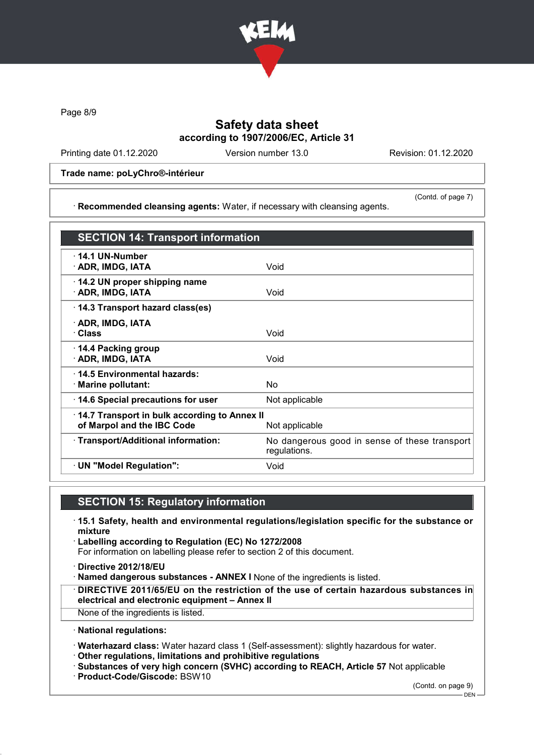# Safety data sheet

**according to 1907/2006/EC, Article 31**

Printing date 01.12.2020 | Version number 13.0 | Revision: 01.12.2020

**Trade name: poLyChro®-intérieur**

(Contd. of page 7)

· **Recommended cleansing agents:** Water, if necessary with cleansing agents.

## SECTION 14: Transport information

| | |
|---|---|
| · **14.1 UN-Number**<br>· **ADR, IMDG, IATA** | Void |
| · **14.2 UN proper shipping name**<br>· **ADR, IMDG, IATA** | Void |
| · **14.3 Transport hazard class(es)**<br>· **ADR, IMDG, IATA**<br>· **Class** | Void |
| · **14.4 Packing group**<br>· **ADR, IMDG, IATA** | Void |
| · **14.5 Environmental hazards:**<br>· **Marine pollutant:** | No |
| · **14.6 Special precautions for user** | Not applicable |
| · **14.7 Transport in bulk according to Annex II of Marpol and the IBC Code** | Not applicable |
| · **Transport/Additional information:** | No dangerous good in sense of these transport regulations. |
| · **UN "Model Regulation":** | Void |

## SECTION 15: Regulatory information

· **15.1 Safety, health and environmental regulations/legislation specific for the substance or mixture**

· **Labelling according to Regulation (EC) No 1272/2008**
For information on labelling please refer to section 2 of this document.

· **Directive 2012/18/EU**

· **Named dangerous substances - ANNEX I** None of the ingredients is listed.

· **DIRECTIVE 2011/65/EU on the restriction of the use of certain hazardous substances in electrical and electronic equipment – Annex II**

None of the ingredients is listed.

· **National regulations:**

· **Waterhazard class:** Water hazard class 1 (Self-assessment): slightly hazardous for water.

· **Other regulations, limitations and prohibitive regulations**

· **Substances of very high concern (SVHC) according to REACH, Article 57** Not applicable

· **Product-Code/Giscode:** BSW10

(Contd. on page 9)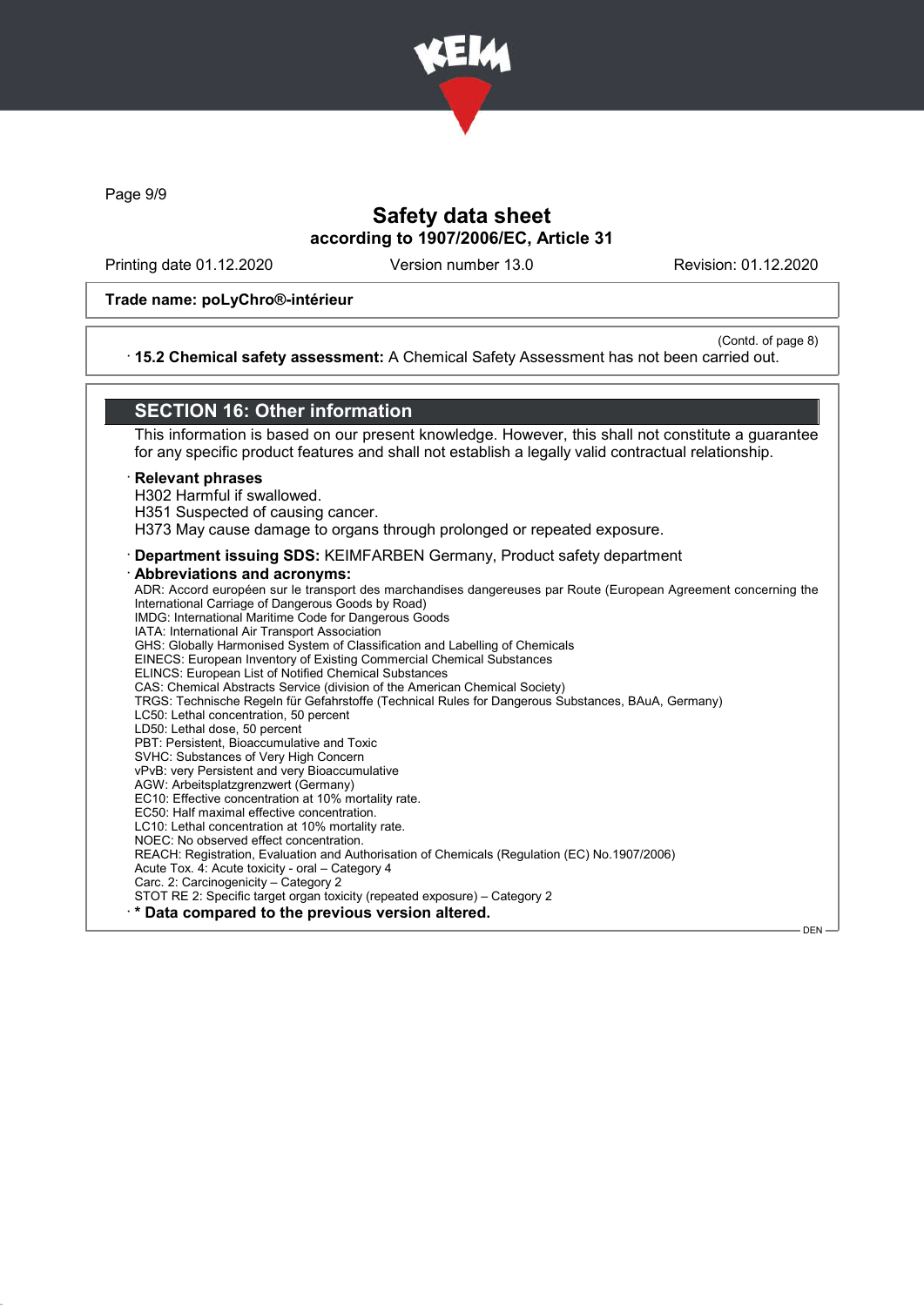Trade name: poLyChro®-intérieur

(Contd. of page 8)

· **15.2 Chemical safety assessment:** A Chemical Safety Assessment has not been carried out.

## SECTION 16: Other information

This information is based on our present knowledge. However, this shall not constitute a guarantee for any specific product features and shall not establish a legally valid contractual relationship.

· **Relevant phrases**
H302 Harmful if swallowed.
H351 Suspected of causing cancer.
H373 May cause damage to organs through prolonged or repeated exposure.

· **Department issuing SDS:** KEIMFARBEN Germany, Product safety department

· **Abbreviations and acronyms:**
ADR: Accord européen sur le transport des marchandises dangereuses par Route (European Agreement concerning the International Carriage of Dangerous Goods by Road)
IMDG: International Maritime Code for Dangerous Goods
IATA: International Air Transport Association
GHS: Globally Harmonised System of Classification and Labelling of Chemicals
EINECS: European Inventory of Existing Commercial Chemical Substances
ELINCS: European List of Notified Chemical Substances
CAS: Chemical Abstracts Service (division of the American Chemical Society)
TRGS: Technische Regeln für Gefahrstoffe (Technical Rules for Dangerous Substances, BAuA, Germany)
LC50: Lethal concentration, 50 percent
LD50: Lethal dose, 50 percent
PBT: Persistent, Bioaccumulative and Toxic
SVHC: Substances of Very High Concern
vPvB: very Persistent and very Bioaccumulative
AGW: Arbeitsplatzgrenzwert (Germany)
EC10: Effective concentration at 10% mortality rate.
EC50: Half maximal effective concentration.
LC10: Lethal concentration at 10% mortality rate.
NOEC: No observed effect concentration.
REACH: Registration, Evaluation and Authorisation of Chemicals (Regulation (EC) No.1907/2006)
Acute Tox. 4: Acute toxicity - oral – Category 4
Carc. 2: Carcinogenicity – Category 2
STOT RE 2: Specific target organ toxicity (repeated exposure) – Category 2

· *** Data compared to the previous version altered.**

DEN